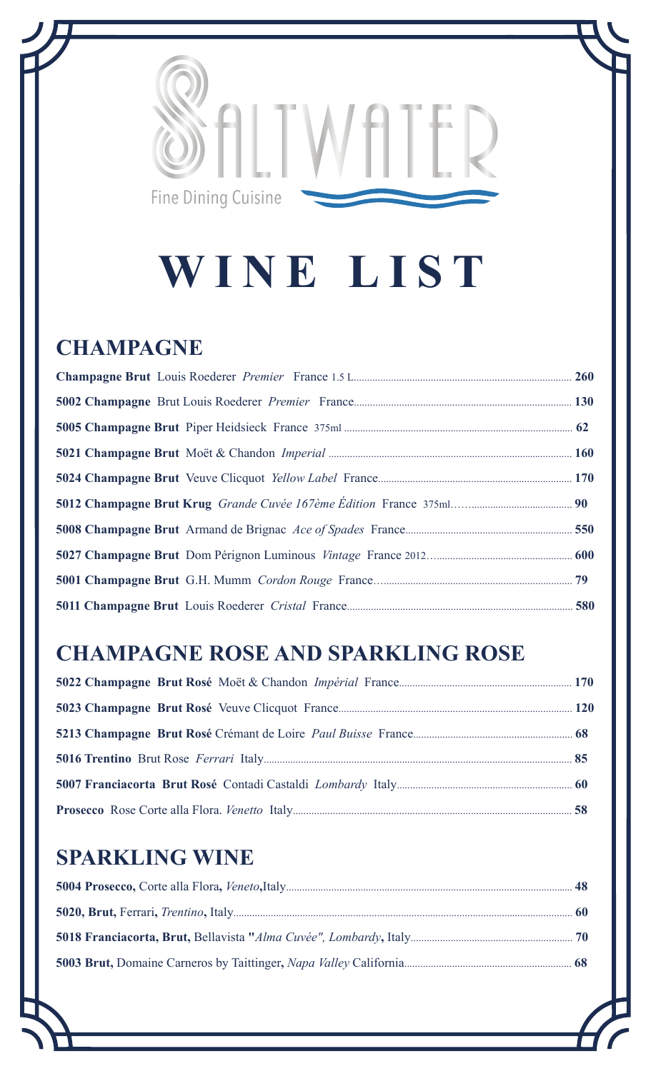# SALTWATER

Fine Dining Cuisine

# WINE LIST

## CHAMPAGNE

**Champagne Brut** Louis Roederer *Premier* France 1.5 L .......... **260**

**5002 Champagne** Brut Louis Roederer *Premier* France .......... **130**

**5005 Champagne Brut** Piper Heidsieck France 375ml .......... **62**

**5021 Champagne Brut** Moët & Chandon *Imperial* .......... **160**

**5024 Champagne Brut** Veuve Clicquot *Yellow Label* France .......... **170**

**5012 Champagne Brut Krug** *Grande Cuvée 167ème Édition* France 375ml.......... **90**

**5008 Champagne Brut** Armand de Brignac *Ace of Spades* France .......... **550**

**5027 Champagne Brut** Dom Pérignon Luminous *Vintage* France 2012.......... **600**

**5001 Champagne Brut** G.H. Mumm *Cordon Rouge* France.......... **79**

**5011 Champagne Brut** Louis Roederer *Cristal* France .......... **580**

## CHAMPAGNE ROSE AND SPARKLING ROSE

**5022 Champagne Brut Rosé** Moët & Chandon *Impérial* France .......... **170**

**5023 Champagne Brut Rosé** Veuve Clicquot France .......... **120**

**5213 Champagne Brut Rosé** Crémant de Loire *Paul Buisse* France .......... **68**

**5016 Trentino** Brut Rose *Ferrari* Italy .......... **85**

**5007 Franciacorta Brut Rosé** Contadi Castaldi *Lombardy* Italy .......... **60**

**Prosecco** Rose Corte alla Flora. *Venetto* Italy .......... **58**

## SPARKLING WINE

**5004 Prosecco,** Corte alla Flora**,** *Veneto*,Italy .......... **48**

**5020, Brut,** Ferrari, *Trentino*, Italy .......... **60**

**5018 Franciacorta, Brut,** Bellavista **"***Alma Cuvée"***, ***Lombardy***,** Italy .......... **70**

**5003 Brut,** Domaine Carneros by Taittinger**,** *Napa Valley* California .......... **68**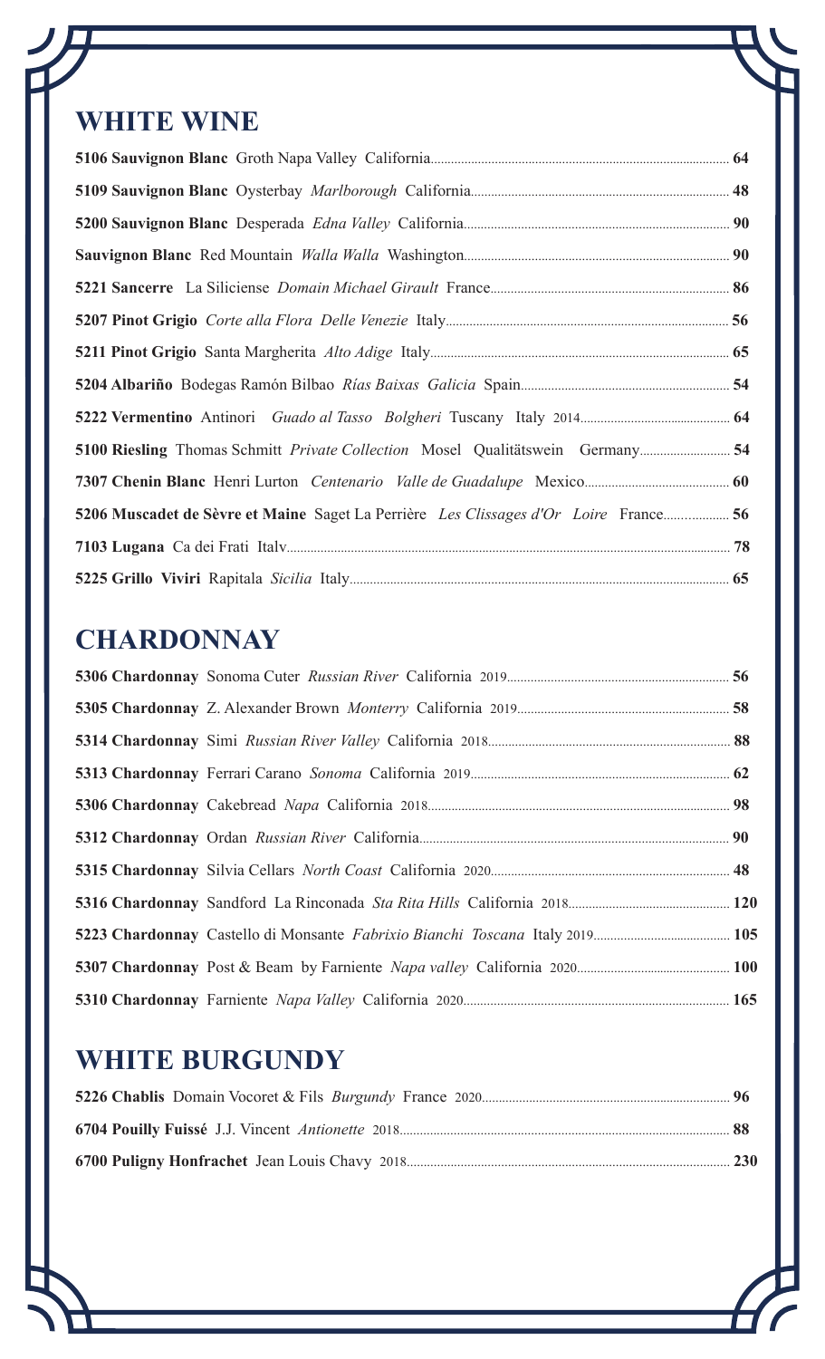## WHITE WINE

**5106 Sauvignon Blanc** Groth Napa Valley California ........ **64**

**5109 Sauvignon Blanc** Oysterbay *Marlborough* California ........ **48**

**5200 Sauvignon Blanc** Desperada *Edna Valley* California ........ **90**

**Sauvignon Blanc** Red Mountain *Walla Walla* Washington ........ **90**

**5221 Sancerre** La Siliciense *Domain Michael Girault* France ........ **86**

**5207 Pinot Grigio** *Corte alla Flora Delle Venezie* Italy ........ **56**

**5211 Pinot Grigio** Santa Margherita *Alto Adige* Italy ........ **65**

**5204 Albariño** Bodegas Ramón Bilbao *Rías Baixas Galicia* Spain ........ **54**

**5222 Vermentino** Antinori *Guado al Tasso Bolgheri* Tuscany Italy 2014 ........ **64**

**5100 Riesling** Thomas Schmitt *Private Collection* Mosel Qualitätswein Germany ........ **54**

**7307 Chenin Blanc** Henri Lurton *Centenario Valle de Guadalupe* Mexico ........ **60**

**5206 Muscadet de Sèvre et Maine** Saget La Perrière *Les Clissages d'Or Loire* France ........ **56**

**7103 Lugana** Ca dei Frati Italy ........ **78**

**5225 Grillo Viviri** Rapitala *Sicilia* Italy ........ **65**

## CHARDONNAY

**5306 Chardonnay** Sonoma Cuter *Russian River* California 2019 ........ **56**

**5305 Chardonnay** Z. Alexander Brown *Monterry* California 2019 ........ **58**

**5314 Chardonnay** Simi *Russian River Valley* California 2018 ........ **88**

**5313 Chardonnay** Ferrari Carano *Sonoma* California 2019 ........ **62**

**5306 Chardonnay** Cakebread *Napa* California 2018 ........ **98**

**5312 Chardonnay** Ordan *Russian River* California ........ **90**

**5315 Chardonnay** Silvia Cellars *North Coast* California 2020 ........ **48**

**5316 Chardonnay** Sandford La Rinconada *Sta Rita Hills* California 2018 ........ **120**

**5223 Chardonnay** Castello di Monsante *Fabrixio Bianchi Toscana* Italy 2019 ........ **105**

**5307 Chardonnay** Post & Beam by Farniente *Napa valley* California 2020 ........ **100**

**5310 Chardonnay** Farniente *Napa Valley* California 2020 ........ **165**

## WHITE BURGUNDY

**5226 Chablis** Domain Vocoret & Fils *Burgundy* France 2020 ........ **96**

**6704 Pouilly Fuissé** J.J. Vincent *Antionette* 2018 ........ **88**

**6700 Puligny Honfrachet** Jean Louis Chavy 2018 ........ **230**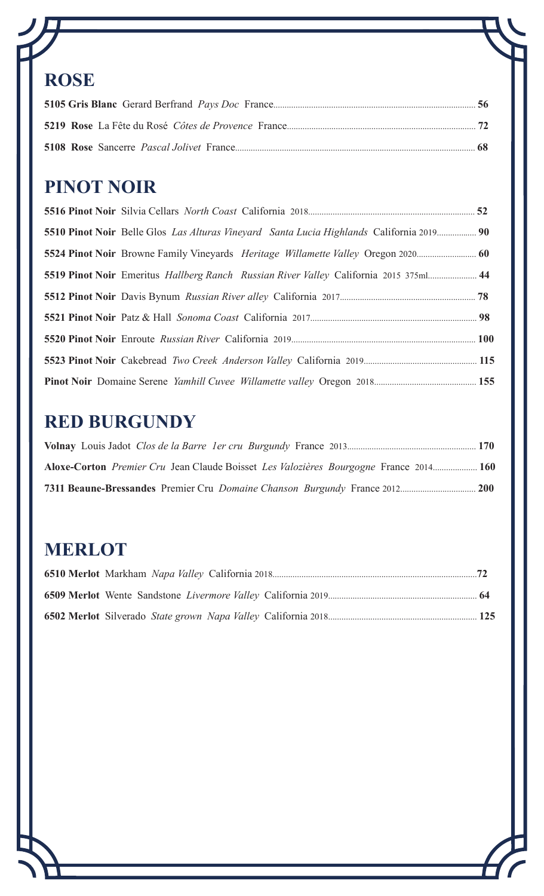## ROSE

**5105 Gris Blanc** Gerard Berfrand *Pays Doc* France.......... **56**

**5219 Rose** La Fête du Rosé *Côtes de Provence* France.......... **72**

**5108 Rose** Sancerre *Pascal Jolivet* France.......... **68**

## PINOT NOIR

**5516 Pinot Noir** Silvia Cellars *North Coast* California 2018.......... **52**

**5510 Pinot Noir** Belle Glos *Las Alturas Vineyard Santa Lucia Highlands* California 2019.......... **90**

**5524 Pinot Noir** Browne Family Vineyards *Heritage Willamette Valley* Oregon 2020.......... **60**

**5519 Pinot Noir** Emeritus *Hallberg Ranch Russian River Valley* California 2015 375ml.......... **44**

**5512 Pinot Noir** Davis Bynum *Russian River alley* California 2017.......... **78**

**5521 Pinot Noir** Patz & Hall *Sonoma Coast* California 2017.......... **98**

**5520 Pinot Noir** Enroute *Russian River* California 2019.......... **100**

**5523 Pinot Noir** Cakebread *Two Creek Anderson Valley* California 2019.......... **115**

**Pinot Noir** Domaine Serene *Yamhill Cuvee Willamette valley* Oregon 2018.......... **155**

## RED BURGUNDY

**Volnay** Louis Jadot *Clos de la Barre 1er cru Burgundy* France 2013.......... **170**

**Aloxe-Corton** *Premier Cru* Jean Claude Boisset *Les Valozières Bourgogne* France 2014.......... **160**

**7311 Beaune-Bressandes** Premier Cru *Domaine Chanson Burgundy* France 2012.......... **200**

## MERLOT

**6510 Merlot** Markham *Napa Valley* California 2018.......... **72**

**6509 Merlot** Wente Sandstone *Livermore Valley* California 2019.......... **64**

**6502 Merlot** Silverado *State grown Napa Valley* California 2018.......... **125**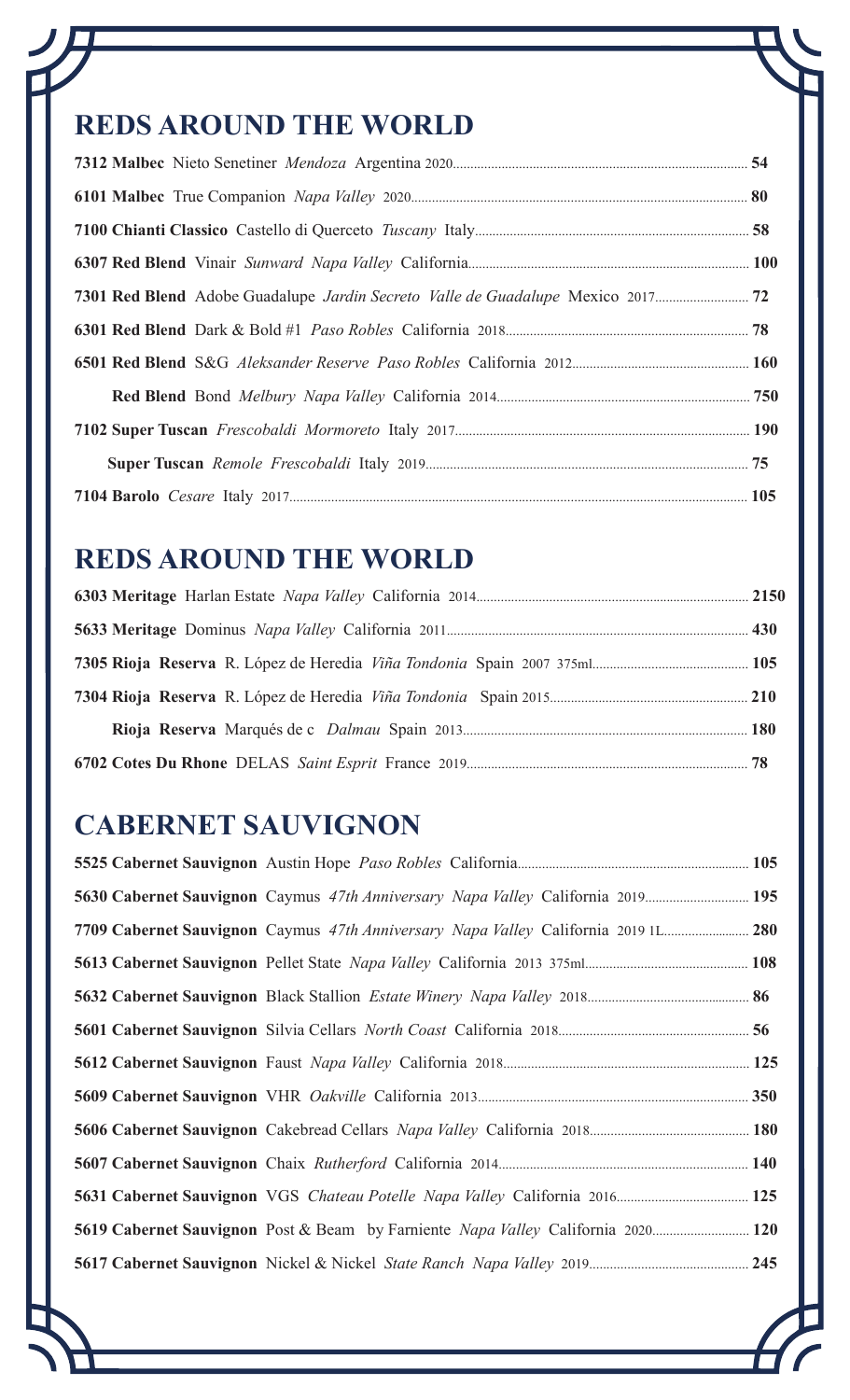## REDS AROUND THE WORLD

**7312 Malbec** Nieto Senetiner *Mendoza* Argentina 2020 .......... **54**

**6101 Malbec** True Companion *Napa Valley* 2020 .......... **80**

**7100 Chianti Classico** Castello di Querceto *Tuscany* Italy .......... **58**

**6307 Red Blend** Vinair *Sunward Napa Valley* California .......... **100**

**7301 Red Blend** Adobe Guadalupe *Jardin Secreto Valle de Guadalupe* Mexico 2017 .......... **72**

**6301 Red Blend** Dark & Bold #1 *Paso Robles* California 2018 .......... **78**

**6501 Red Blend** S&G *Aleksander Reserve Paso Robles* California 2012 .......... **160**

**Red Blend** Bond *Melbury Napa Valley* California 2014 .......... **750**

**7102 Super Tuscan** *Frescobaldi Mormoreto* Italy 2017 .......... **190**

**Super Tuscan** *Remole Frescobaldi* Italy 2019 .......... **75**

**7104 Barolo** *Cesare* Italy 2017 .......... **105**

## REDS AROUND THE WORLD

**6303 Meritage** Harlan Estate *Napa Valley* California 2014 .......... **2150**

**5633 Meritage** Dominus *Napa Valley* California 2011 .......... **430**

**7305 Rioja Reserva** R. López de Heredia *Viña Tondonia* Spain 2007 375ml .......... **105**

**7304 Rioja Reserva** R. López de Heredia *Viña Tondonia* Spain 2015 .......... **210**

**Rioja Reserva** Marqués de c *Dalmau* Spain 2013 .......... **180**

**6702 Cotes Du Rhone** DELAS *Saint Esprit* France 2019 .......... **78**

## CABERNET SAUVIGNON

**5525 Cabernet Sauvignon** Austin Hope *Paso Robles* California .......... **105**

**5630 Cabernet Sauvignon** Caymus *47th Anniversary Napa Valley* California 2019 .......... **195**

**7709 Cabernet Sauvignon** Caymus *47th Anniversary Napa Valley* California 2019 1L .......... **280**

**5613 Cabernet Sauvignon** Pellet State *Napa Valley* California 2013 375ml .......... **108**

**5632 Cabernet Sauvignon** Black Stallion *Estate Winery Napa Valley* 2018 .......... **86**

**5601 Cabernet Sauvignon** Silvia Cellars *North Coast* California 2018 .......... **56**

**5612 Cabernet Sauvignon** Faust *Napa Valley* California 2018 .......... **125**

**5609 Cabernet Sauvignon** VHR *Oakville* California 2013 .......... **350**

**5606 Cabernet Sauvignon** Cakebread Cellars *Napa Valley* California 2018 .......... **180**

**5607 Cabernet Sauvignon** Chaix *Rutherford* California 2014 .......... **140**

**5631 Cabernet Sauvignon** VGS *Chateau Potelle Napa Valley* California 2016 .......... **125**

**5619 Cabernet Sauvignon** Post & Beam by Farniente *Napa Valley* California 2020 .......... **120**

**5617 Cabernet Sauvignon** Nickel & Nickel *State Ranch Napa Valley* 2019 .......... **245**